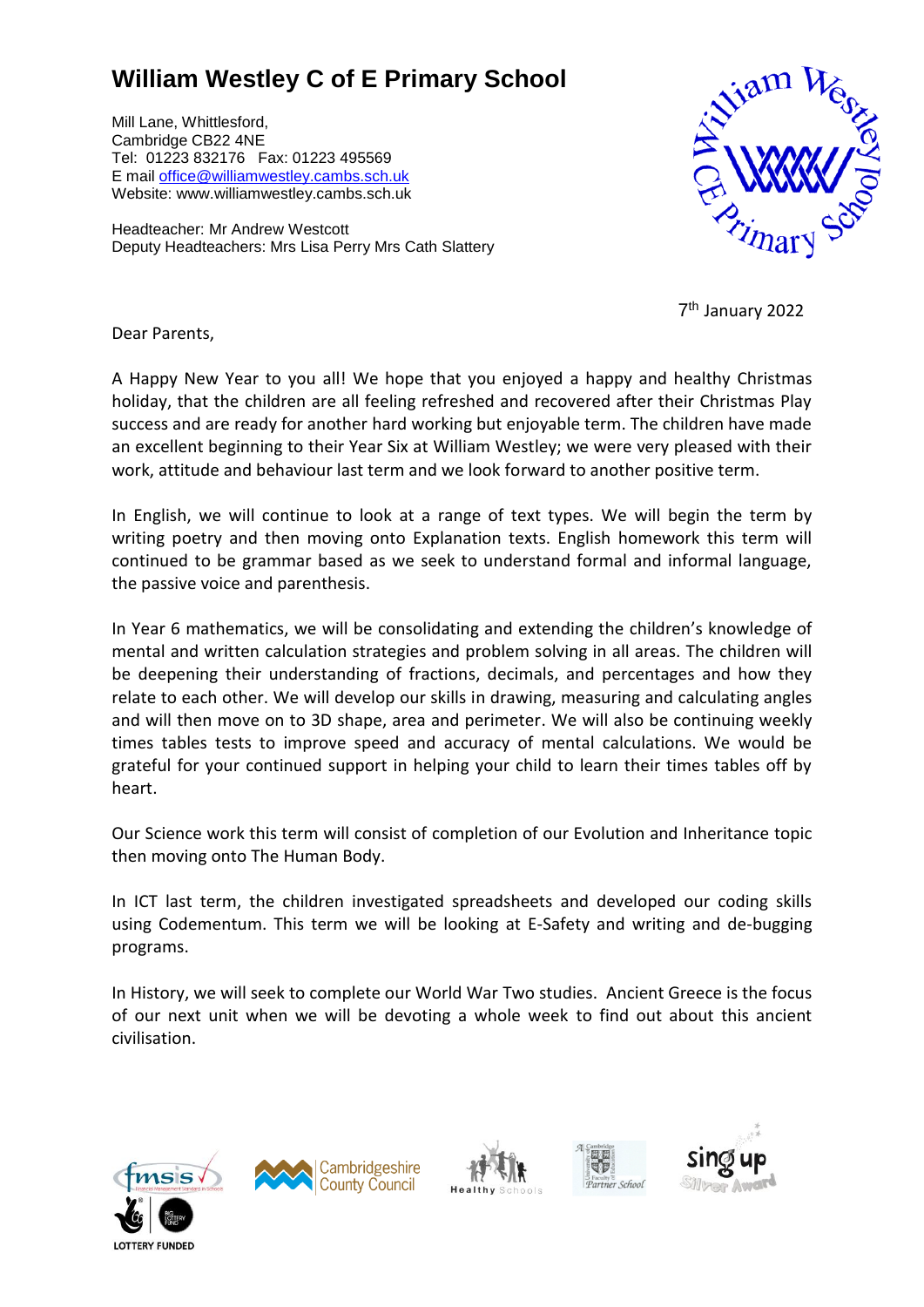# William Westley C of E Primary School

Mill Lane, Whittlesford,
Cambridge CB22 4NE
Tel: 01223 832176 Fax: 01223 495569
E mail office@williamwestley.cambs.sch.uk
Website: www.williamwestley.cambs.sch.uk

Headteacher: Mr Andrew Westcott
Deputy Headteachers: Mrs Lisa Perry Mrs Cath Slattery

7th January 2022

Dear Parents,

A Happy New Year to you all! We hope that you enjoyed a happy and healthy Christmas holiday, that the children are all feeling refreshed and recovered after their Christmas Play success and are ready for another hard working but enjoyable term. The children have made an excellent beginning to their Year Six at William Westley; we were very pleased with their work, attitude and behaviour last term and we look forward to another positive term.

In English, we will continue to look at a range of text types. We will begin the term by writing poetry and then moving onto Explanation texts. English homework this term will continued to be grammar based as we seek to understand formal and informal language, the passive voice and parenthesis.

In Year 6 mathematics, we will be consolidating and extending the children's knowledge of mental and written calculation strategies and problem solving in all areas. The children will be deepening their understanding of fractions, decimals, and percentages and how they relate to each other. We will develop our skills in drawing, measuring and calculating angles and will then move on to 3D shape, area and perimeter. We will also be continuing weekly times tables tests to improve speed and accuracy of mental calculations. We would be grateful for your continued support in helping your child to learn their times tables off by heart.

Our Science work this term will consist of completion of our Evolution and Inheritance topic then moving onto The Human Body.

In ICT last term, the children investigated spreadsheets and developed our coding skills using Codementum. This term we will be looking at E-Safety and writing and de-bugging programs.

In History, we will seek to complete our World War Two studies. Ancient Greece is the focus of our next unit when we will be devoting a whole week to find out about this ancient civilisation.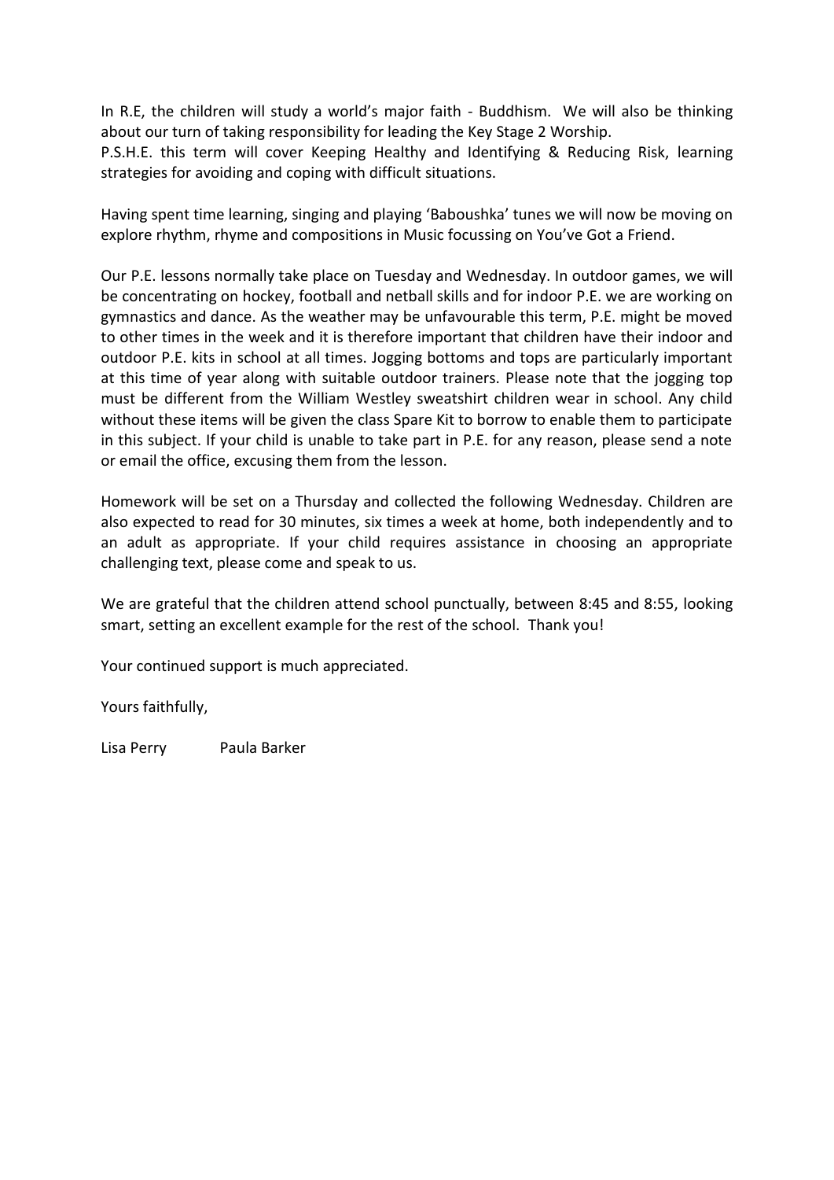In R.E, the children will study a world's major faith - Buddhism. We will also be thinking about our turn of taking responsibility for leading the Key Stage 2 Worship.
P.S.H.E. this term will cover Keeping Healthy and Identifying & Reducing Risk, learning strategies for avoiding and coping with difficult situations.

Having spent time learning, singing and playing 'Baboushka' tunes we will now be moving on explore rhythm, rhyme and compositions in Music focussing on You've Got a Friend.

Our P.E. lessons normally take place on Tuesday and Wednesday. In outdoor games, we will be concentrating on hockey, football and netball skills and for indoor P.E. we are working on gymnastics and dance. As the weather may be unfavourable this term, P.E. might be moved to other times in the week and it is therefore important that children have their indoor and outdoor P.E. kits in school at all times. Jogging bottoms and tops are particularly important at this time of year along with suitable outdoor trainers. Please note that the jogging top must be different from the William Westley sweatshirt children wear in school. Any child without these items will be given the class Spare Kit to borrow to enable them to participate in this subject. If your child is unable to take part in P.E. for any reason, please send a note or email the office, excusing them from the lesson.

Homework will be set on a Thursday and collected the following Wednesday. Children are also expected to read for 30 minutes, six times a week at home, both independently and to an adult as appropriate. If your child requires assistance in choosing an appropriate challenging text, please come and speak to us.

We are grateful that the children attend school punctually, between 8:45 and 8:55, looking smart, setting an excellent example for the rest of the school. Thank you!

Your continued support is much appreciated.

Yours faithfully,

Lisa Perry Paula Barker